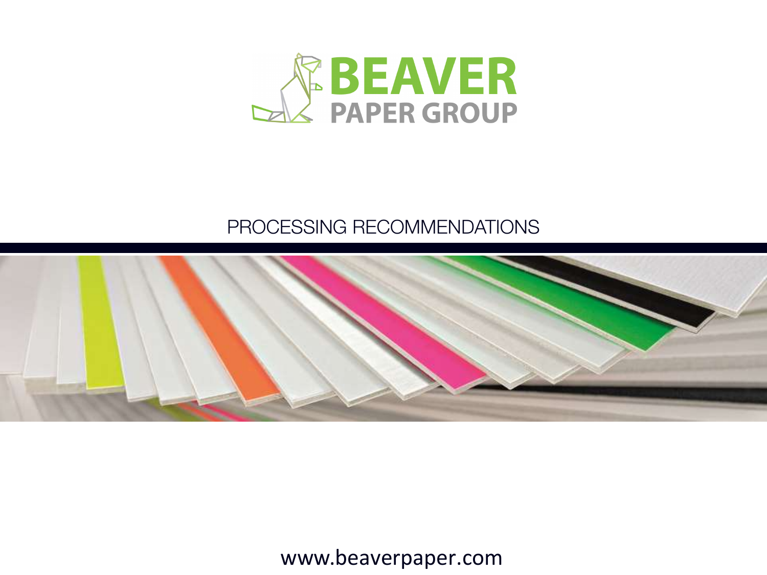# BEAVER PAPER GROUP

## PROCESSING RECOMMENDATIONS

www.beaverpaper.com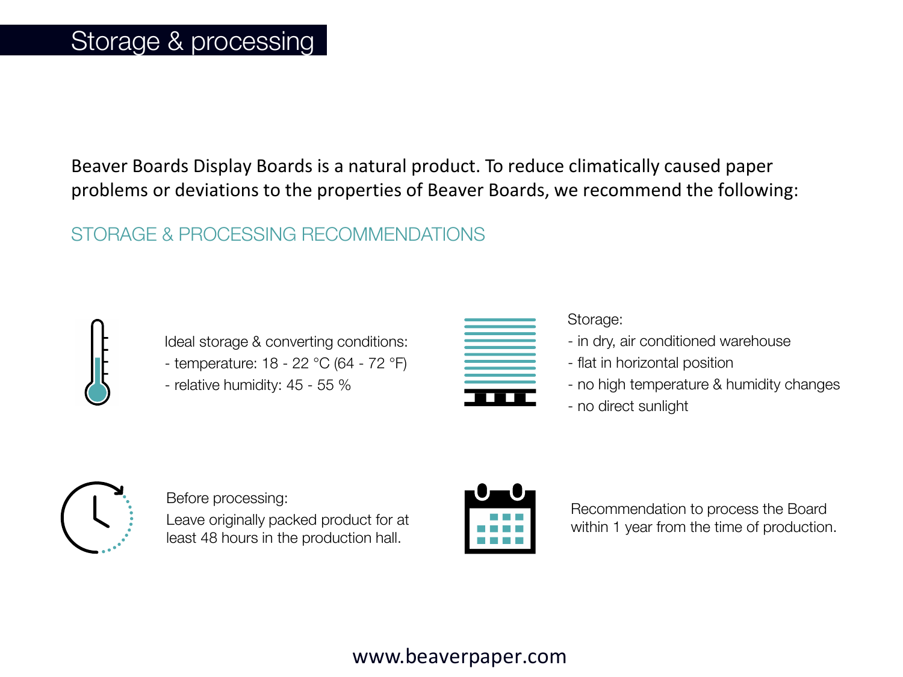# Storage & processing

Beaver Boards Display Boards is a natural product. To reduce climatically caused paper problems or deviations to the properties of Beaver Boards, we recommend the following:

## STORAGE & PROCESSING RECOMMENDATIONS

Ideal storage & converting conditions:
- temperature: 18 - 22 °C (64 - 72 °F)
- relative humidity: 45 - 55 %

Storage:
- in dry, air conditioned warehouse
- flat in horizontal position
- no high temperature & humidity changes
- no direct sunlight

Before processing:
Leave originally packed product for at least 48 hours in the production hall.

Recommendation to process the Board within 1 year from the time of production.

www.beaverpaper.com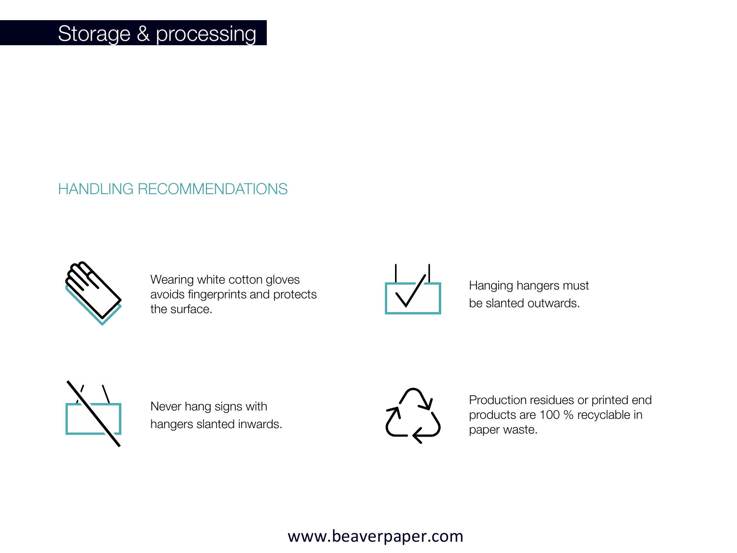# Storage & processing

## HANDLING RECOMMENDATIONS

Wearing white cotton gloves avoids fingerprints and protects the surface.

Hanging hangers must be slanted outwards.

Never hang signs with hangers slanted inwards.

Production residues or printed end products are 100 % recyclable in paper waste.

www.beaverpaper.com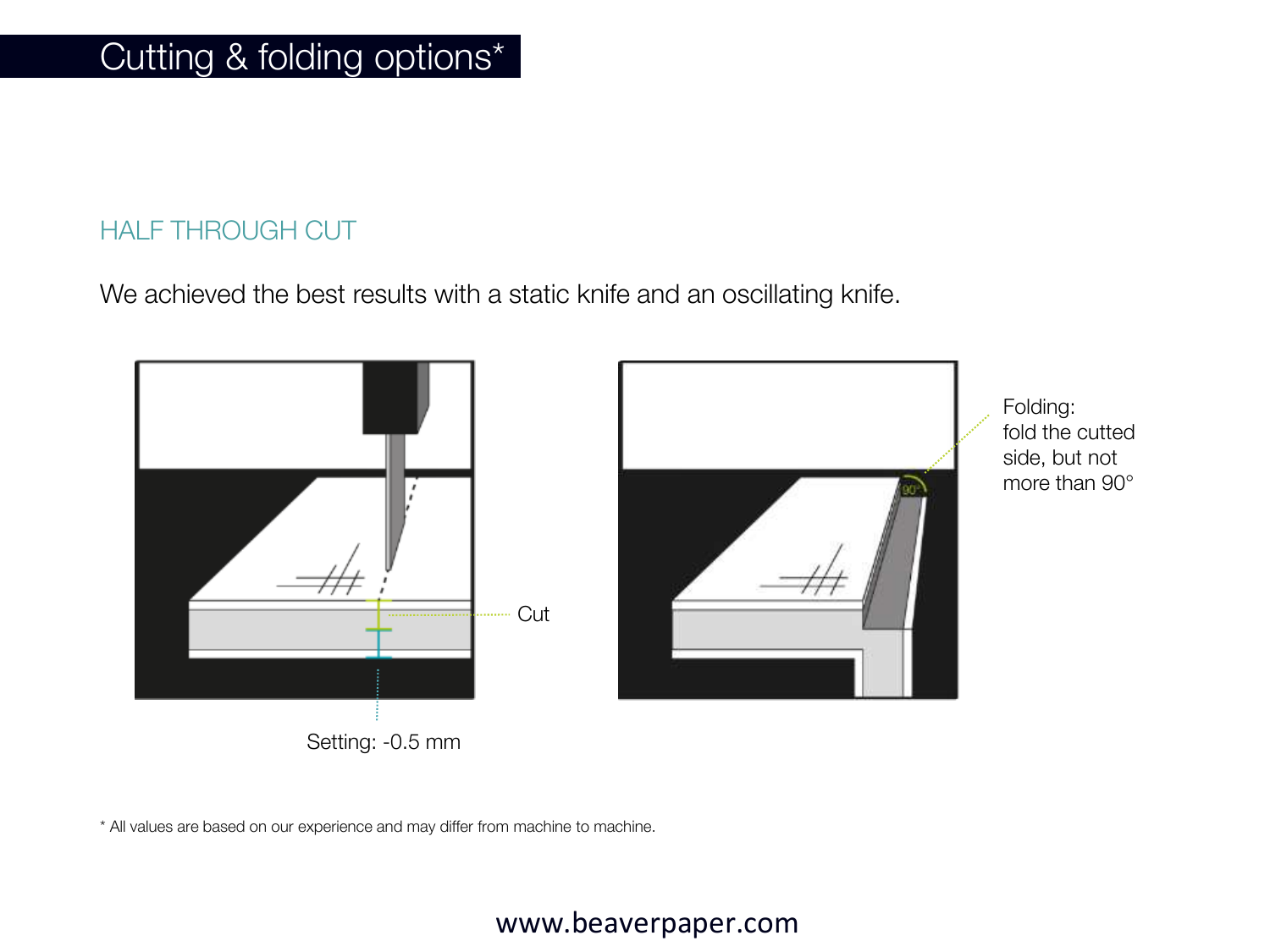# Cutting & folding options*

## HALF THROUGH CUT

We achieved the best results with a static knife and an oscillating knife.

Cut

Setting: -0.5 mm

Folding: fold the cutted side, but not more than 90°

* All values are based on our experience and may differ from machine to machine.

www.beaverpaper.com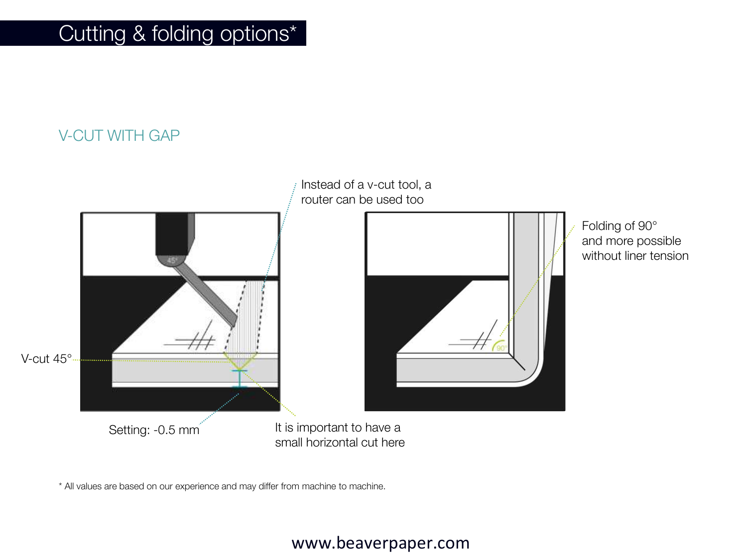# Cutting & folding options*

## V-CUT WITH GAP

Instead of a v-cut tool, a router can be used too

V-cut 45°

Setting: -0.5 mm

It is important to have a small horizontal cut here

Folding of 90° and more possible without liner tension

\* All values are based on our experience and may differ from machine to machine.

www.beaverpaper.com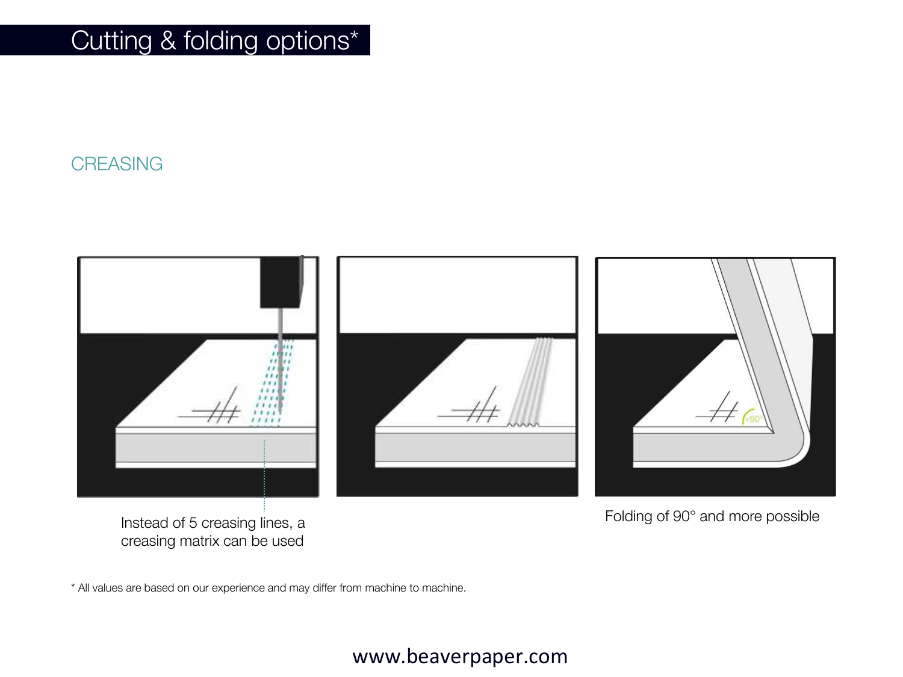# Cutting & folding options*

## CREASING

Instead of 5 creasing lines, a creasing matrix can be used

Folding of 90° and more possible

* All values are based on our experience and may differ from machine to machine.

www.beaverpaper.com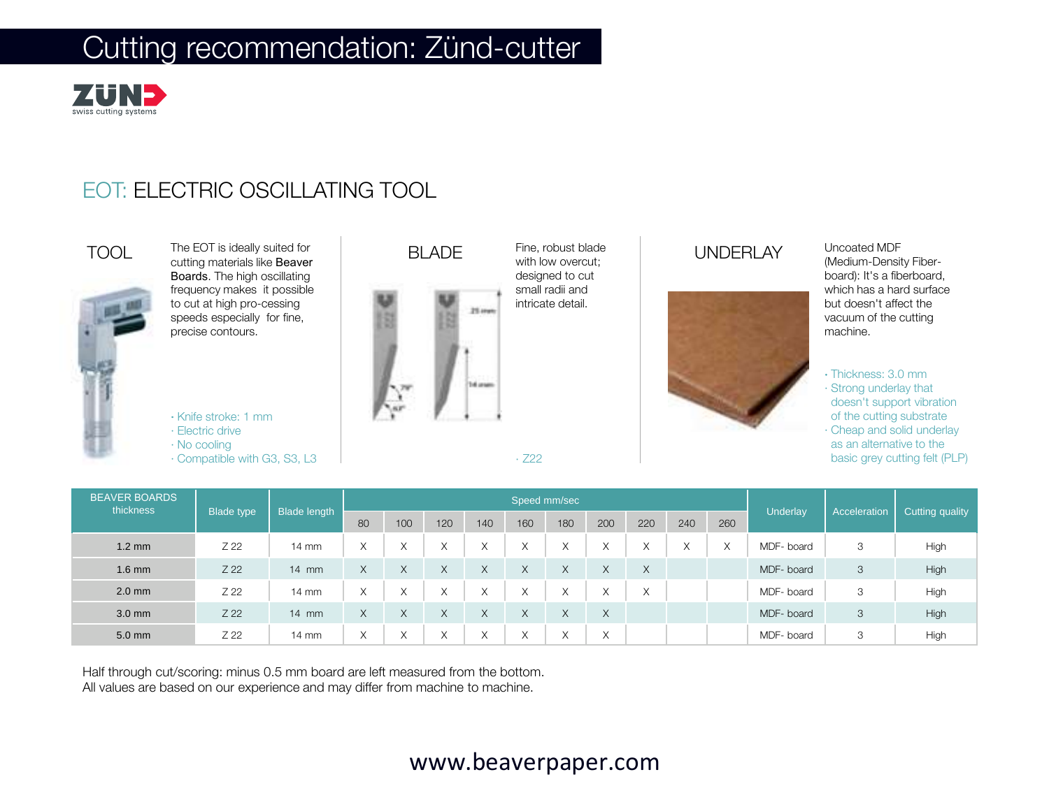# Cutting recommendation: Zünd-cutter

ZÜND swiss cutting systems

## EOT: ELECTRIC OSCILLATING TOOL

### TOOL

The EOT is ideally suited for cutting materials like **Beaver Boards**. The high oscillating frequency makes it possible to cut at high pro-cessing speeds especially for fine, precise contours.

- Knife stroke: 1 mm
- Electric drive
- No cooling
- Compatible with G3, S3, L3

### BLADE

Fine, robust blade with low overcut; designed to cut small radii and intricate detail.

- Z22

### UNDERLAY

Uncoated MDF (Medium-Density Fiber-board): It's a fiberboard, which has a hard surface but doesn't affect the vacuum of the cutting machine.

- Thickness: 3.0 mm
- Strong underlay that doesn't support vibration of the cutting substrate
- Cheap and solid underlay as an alternative to the basic grey cutting felt (PLP)

| BEAVER BOARDS thickness | Blade type | Blade length | Speed mm/sec | | | | | | | | | | Underlay | Acceleration | Cutting quality |
|---|---|---|---|---|---|---|---|---|---|---|---|---|---|---|---|
| | | | 80 | 100 | 120 | 140 | 160 | 180 | 200 | 220 | 240 | 260 | | | |
| 1.2 mm | Z 22 | 14 mm | X | X | X | X | X | X | X | X | X | X | MDF- board | 3 | High |
| 1.6 mm | Z 22 | 14 mm | X | X | X | X | X | X | X | X | | | MDF- board | 3 | High |
| 2.0 mm | Z 22 | 14 mm | X | X | X | X | X | X | X | X | | | MDF- board | 3 | High |
| 3.0 mm | Z 22 | 14 mm | X | X | X | X | X | X | X | | | | MDF- board | 3 | High |
| 5.0 mm | Z 22 | 14 mm | X | X | X | X | X | X | X | | | | MDF- board | 3 | High |

Half through cut/scoring: minus 0.5 mm board are left measured from the bottom.
All values are based on our experience and may differ from machine to machine.

www.beaverpaper.com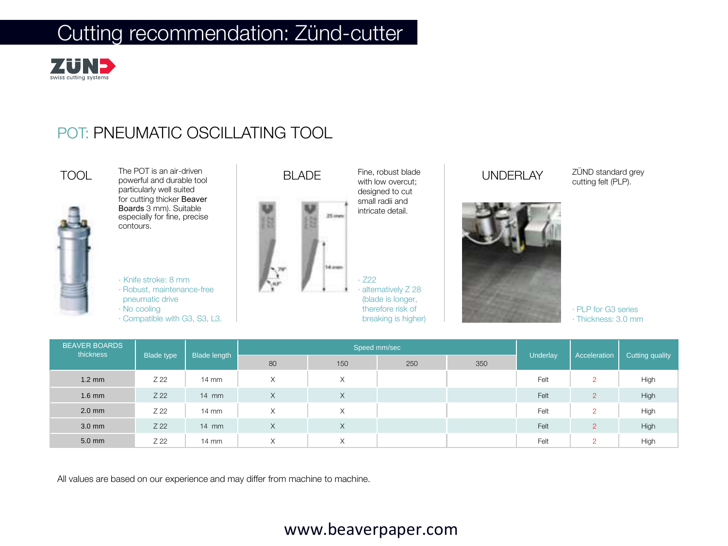# Cutting recommendation: Zünd-cutter

ZÜND swiss cutting systems

## POT: PNEUMATIC OSCILLATING TOOL

### TOOL

The POT is an air-driven powerful and durable tool particularly well suited for cutting thicker **Beaver Boards** 3 mm). Suitable especially for fine, precise contours.

- Knife stroke: 8 mm
- Robust, maintenance-free pneumatic drive
- No cooling
- Compatible with G3, S3, L3.

### BLADE

Fine, robust blade with low overcut; designed to cut small radii and intricate detail.

- Z22
- alternatively Z 28 (blade is longer, therefore risk of breaking is higher)

### UNDERLAY

ZÜND standard grey cutting felt (PLP).

- PLP for G3 series
- Thickness: 3.0 mm

| BEAVER BOARDS thickness | Blade type | Blade length | Speed mm/sec | | | | Underlay | Acceleration | Cutting quality |
|---|---|---|---|---|---|---|---|---|---|
| | | | 80 | 150 | 250 | 350 | | | |
| 1.2 mm | Z 22 | 14 mm | X | X | | | Felt | 2 | High |
| 1.6 mm | Z 22 | 14 mm | X | X | | | Felt | 2 | High |
| 2.0 mm | Z 22 | 14 mm | X | X | | | Felt | 2 | High |
| 3.0 mm | Z 22 | 14 mm | X | X | | | Felt | 2 | High |
| 5.0 mm | Z 22 | 14 mm | X | X | | | Felt | 2 | High |

All values are based on our experience and may differ from machine to machine.

www.beaverpaper.com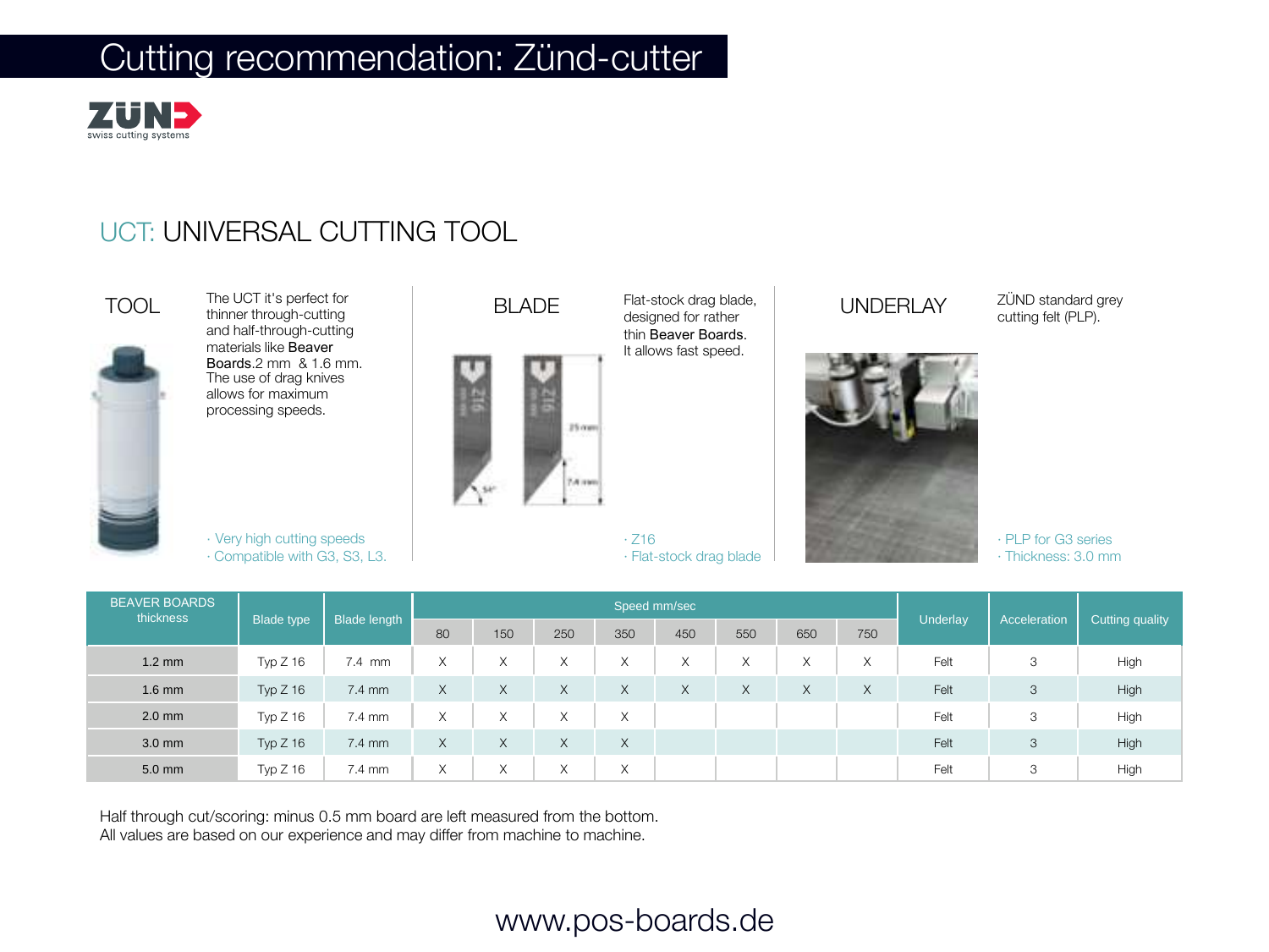# Cutting recommendation: Zünd-cutter

ZÜND swiss cutting systems

## UCT: UNIVERSAL CUTTING TOOL

### TOOL

The UCT it's perfect for thinner through-cutting and half-through-cutting materials like Beaver Boards.2 mm & 1.6 mm. The use of drag knives allows for maximum processing speeds.

- Very high cutting speeds
- Compatible with G3, S3, L3.

### BLADE

Flat-stock drag blade, designed for rather thin Beaver Boards. It allows fast speed.

- Z16
- Flat-stock drag blade

### UNDERLAY

ZÜND standard grey cutting felt (PLP).

- PLP for G3 series
- Thickness: 3.0 mm

| BEAVER BOARDS thickness | Blade type | Blade length | Speed mm/sec | | | | | | | | Underlay | Acceleration | Cutting quality |
|---|---|---|---|---|---|---|---|---|---|---|---|---|---|
| | | | 80 | 150 | 250 | 350 | 450 | 550 | 650 | 750 | | | |
| 1.2 mm | Typ Z 16 | 7.4 mm | X | X | X | X | X | X | X | X | Felt | 3 | High |
| 1.6 mm | Typ Z 16 | 7.4 mm | X | X | X | X | X | X | X | X | Felt | 3 | High |
| 2.0 mm | Typ Z 16 | 7.4 mm | X | X | X | X | | | | | Felt | 3 | High |
| 3.0 mm | Typ Z 16 | 7.4 mm | X | X | X | X | | | | | Felt | 3 | High |
| 5.0 mm | Typ Z 16 | 7.4 mm | X | X | X | X | | | | | Felt | 3 | High |

Half through cut/scoring: minus 0.5 mm board are left measured from the bottom.
All values are based on our experience and may differ from machine to machine.

www.pos-boards.de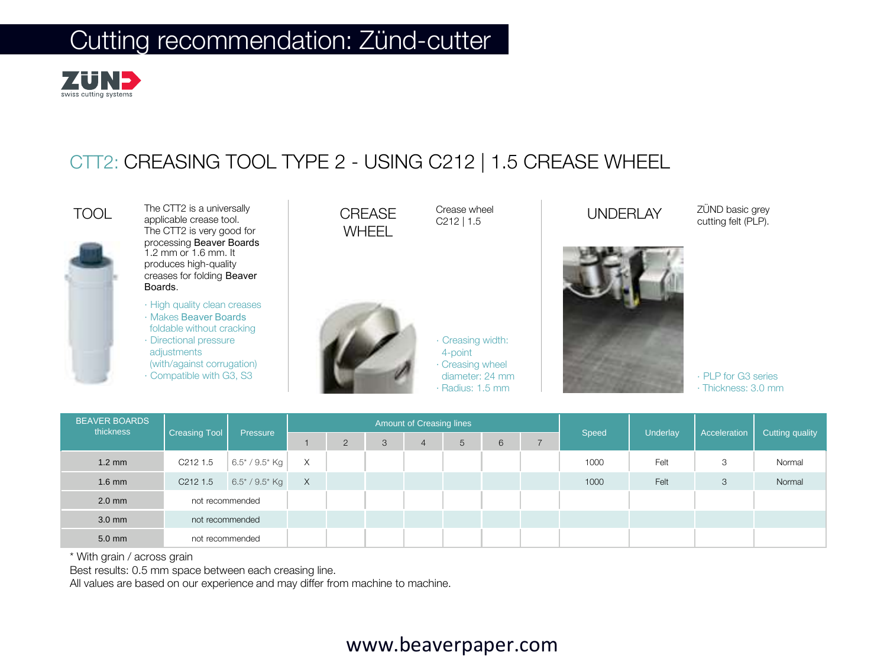# Cutting recommendation: Zünd-cutter

ZÜND swiss cutting systems

## CTT2: CREASING TOOL TYPE 2 - USING C212 | 1.5 CREASE WHEEL

### TOOL

The CTT2 is a universally applicable crease tool. The CTT2 is very good for processing Beaver Boards 1.2 mm or 1.6 mm. It produces high-quality creases for folding Beaver Boards.

- High quality clean creases
- Makes Beaver Boards foldable without cracking
- Directional pressure adjustments (with/against corrugation)
- Compatible with G3, S3

### CREASE WHEEL

Crease wheel C212 | 1.5

- Creasing width: 4-point
- Creasing wheel diameter: 24 mm
- Radius: 1.5 mm

### UNDERLAY

ZÜND basic grey cutting felt (PLP).

- PLP for G3 series
- Thickness: 3.0 mm

| BEAVER BOARDS thickness | Creasing Tool | Pressure | Amount of Creasing lines | | | | | | | Speed | Underlay | Acceleration | Cutting quality |
|---|---|---|---|---|---|---|---|---|---|---|---|---|---|
| | | | 1 | 2 | 3 | 4 | 5 | 6 | 7 | | | | |
| 1.2 mm | C212 1.5 | 6.5* / 9.5* Kg | X | | | | | | | 1000 | Felt | 3 | Normal |
| 1.6 mm | C212 1.5 | 6.5* / 9.5* Kg | X | | | | | | | 1000 | Felt | 3 | Normal |
| 2.0 mm | not recommended | | | | | | | | | | | | |
| 3.0 mm | not recommended | | | | | | | | | | | | |
| 5.0 mm | not recommended | | | | | | | | | | | | |

* With grain / across grain

Best results: 0.5 mm space between each creasing line.

All values are based on our experience and may differ from machine to machine.

www.beaverpaper.com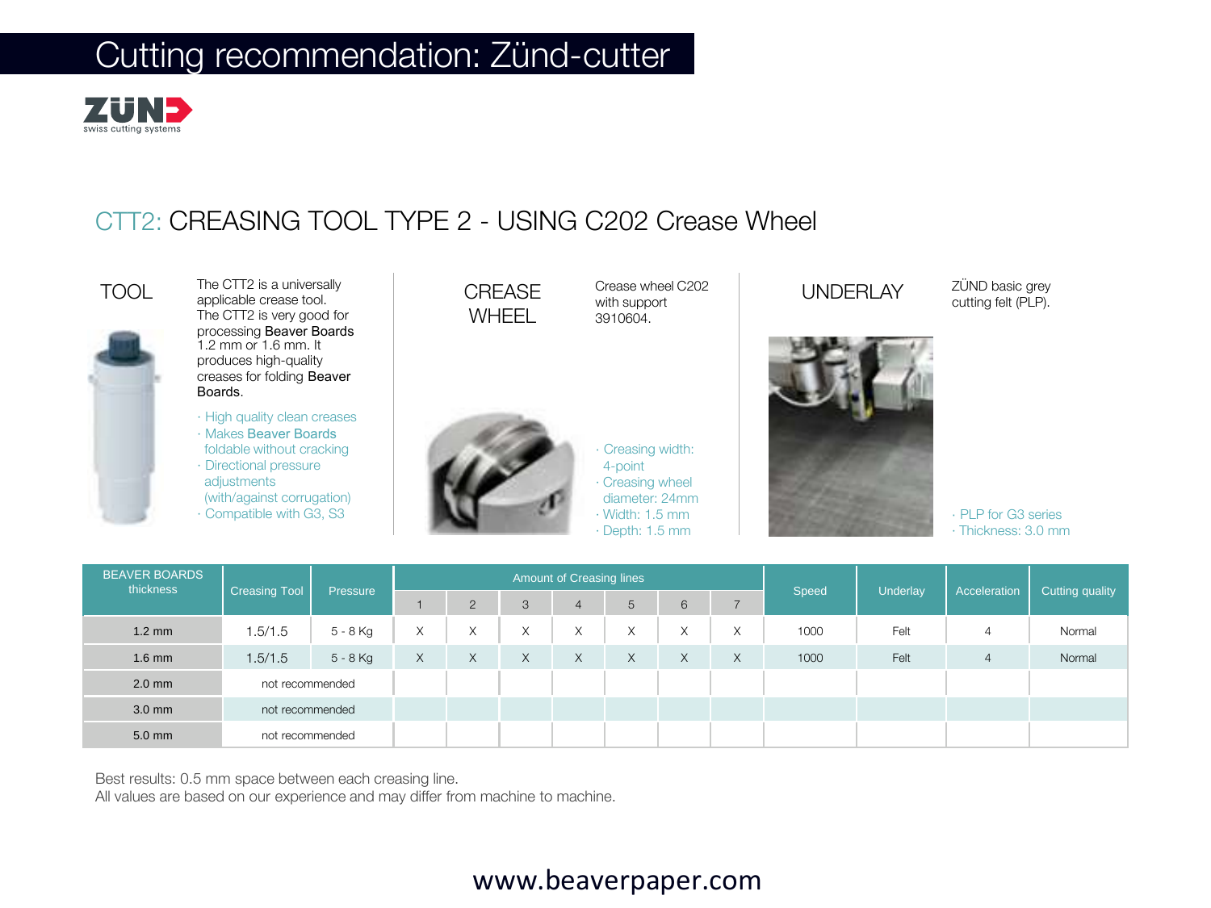# Cutting recommendation: Zünd-cutter

ZÜND swiss cutting systems

## CTT2: CREASING TOOL TYPE 2 - USING C202 Crease Wheel

### TOOL

The CTT2 is a universally applicable crease tool. The CTT2 is very good for processing Beaver Boards 1.2 mm or 1.6 mm. It produces high-quality creases for folding Beaver Boards.

- High quality clean creases
- Makes Beaver Boards foldable without cracking
- Directional pressure adjustments (with/against corrugation)
- Compatible with G3, S3

### CREASE WHEEL

Crease wheel C202 with support 3910604.

- Creasing width: 4-point
- Creasing wheel diameter: 24mm
- Width: 1.5 mm
- Depth: 1.5 mm

### UNDERLAY

ZÜND basic grey cutting felt (PLP).

- PLP for G3 series
- Thickness: 3.0 mm

| BEAVER BOARDS thickness | Creasing Tool | Pressure | Amount of Creasing lines | | | | | | | Speed | Underlay | Acceleration | Cutting quality |
|---|---|---|---|---|---|---|---|---|---|---|---|---|---|
| | | | 1 | 2 | 3 | 4 | 5 | 6 | 7 | | | | |
| 1.2 mm | 1.5/1.5 | 5 - 8 Kg | X | X | X | X | X | X | X | 1000 | Felt | 4 | Normal |
| 1.6 mm | 1.5/1.5 | 5 - 8 Kg | X | X | X | X | X | X | X | 1000 | Felt | 4 | Normal |
| 2.0 mm | not recommended | | | | | | | | | | | | |
| 3.0 mm | not recommended | | | | | | | | | | | | |
| 5.0 mm | not recommended | | | | | | | | | | | | |

Best results: 0.5 mm space between each creasing line.
All values are based on our experience and may differ from machine to machine.

www.beaverpaper.com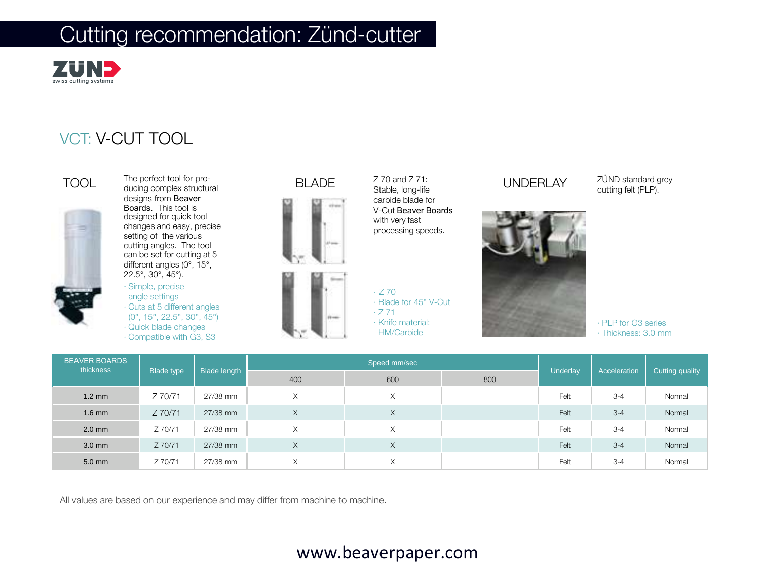# Cutting recommendation: Zünd-cutter

ZÜND swiss cutting systems

## VCT: V-CUT TOOL

### TOOL

The perfect tool for producing complex structural designs from **Beaver Boards**. This tool is designed for quick tool changes and easy, precise setting of the various cutting angles. The tool can be set for cutting at 5 different angles (0°, 15°, 22.5°, 30°, 45°).

- Simple, precise angle settings
- Cuts at 5 different angles (0°, 15°, 22.5°, 30°, 45°)
- Quick blade changes
- Compatible with G3, S3

### BLADE

Z 70 and Z 71: Stable, long-life carbide blade for V-Cut **Beaver Boards** with very fast processing speeds.

- Z 70
- Blade for 45° V-Cut
- Z 71
- Knife material: HM/Carbide

### UNDERLAY

ZÜND standard grey cutting felt (PLP).

- PLP for G3 series
- Thickness: 3.0 mm

| BEAVER BOARDS thickness | Blade type | Blade length | Speed mm/sec | | | Underlay | Acceleration | Cutting quality |
|---|---|---|---|---|---|---|---|---|
| | | | 400 | 600 | 800 | | | |
| 1.2 mm | Z 70/71 | 27/38 mm | X | X | | Felt | 3-4 | Normal |
| 1.6 mm | Z 70/71 | 27/38 mm | X | X | | Felt | 3-4 | Normal |
| 2.0 mm | Z 70/71 | 27/38 mm | X | X | | Felt | 3-4 | Normal |
| 3.0 mm | Z 70/71 | 27/38 mm | X | X | | Felt | 3-4 | Normal |
| 5.0 mm | Z 70/71 | 27/38 mm | X | X | | Felt | 3-4 | Normal |

All values are based on our experience and may differ from machine to machine.

www.beaverpaper.com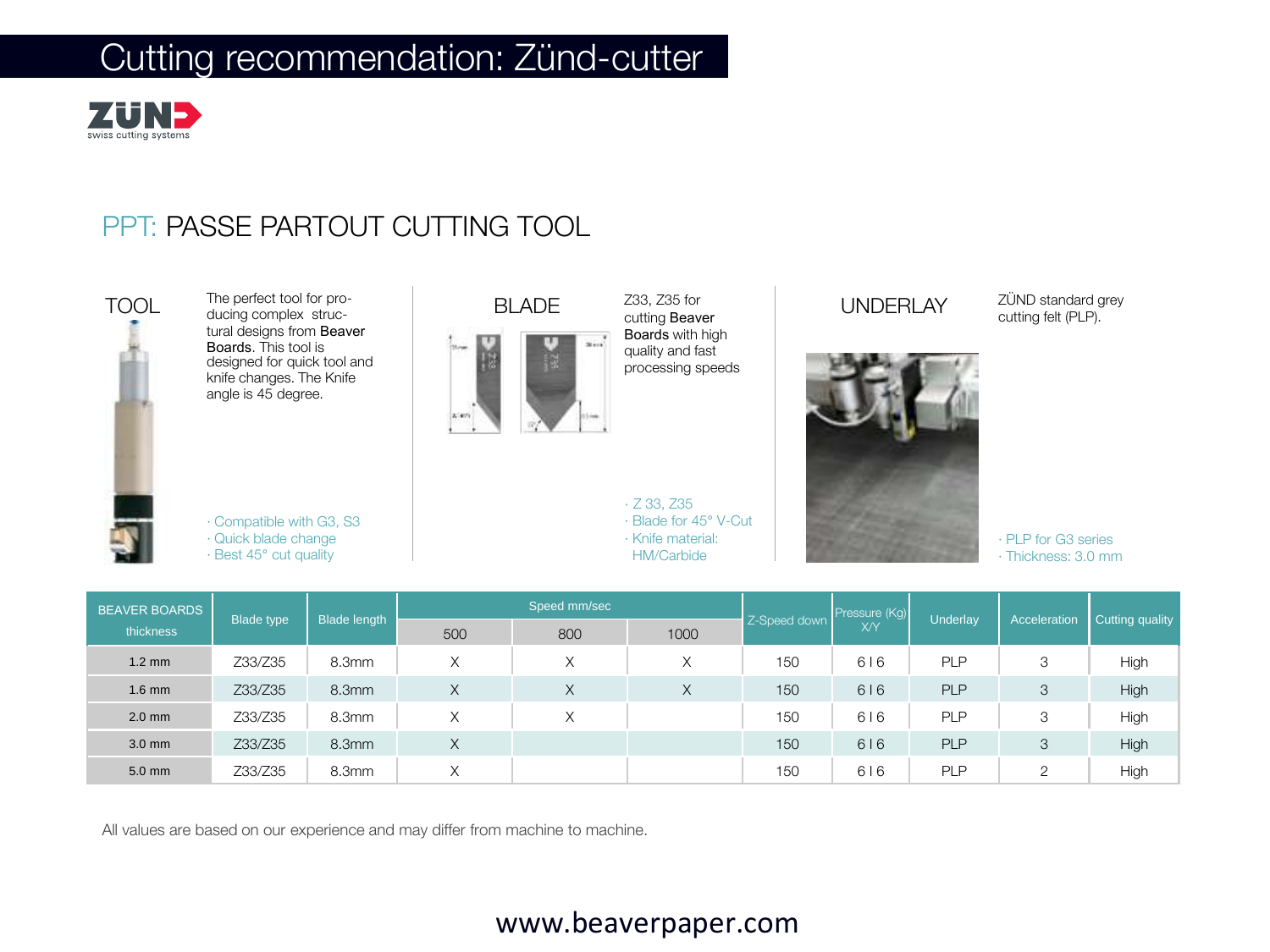# Cutting recommendation: Zünd-cutter

ZÜND swiss cutting systems

## PPT: PASSE PARTOUT CUTTING TOOL

### TOOL

The perfect tool for producing complex structural designs from **Beaver Boards**. This tool is designed for quick tool and knife changes. The Knife angle is 45 degree.

- Compatible with G3, S3
- Quick blade change
- Best 45° cut quality

### BLADE

Z33, Z35 for cutting **Beaver Boards** with high quality and fast processing speeds

- Z 33, Z35
- Blade for 45° V-Cut
- Knife material: HM/Carbide

### UNDERLAY

ZÜND standard grey cutting felt (PLP).

- PLP for G3 series
- Thickness: 3.0 mm

| BEAVER BOARDS thickness | Blade type | Blade length | Speed mm/sec | | | Z-Speed down | Pressure (Kg) X/Y | Underlay | Acceleration | Cutting quality |
|---|---|---|---|---|---|---|---|---|---|---|
| | | | 500 | 800 | 1000 | | | | | |
| 1.2 mm | Z33/Z35 | 8.3mm | X | X | X | 150 | 6 I 6 | PLP | 3 | High |
| 1.6 mm | Z33/Z35 | 8.3mm | X | X | X | 150 | 6 I 6 | PLP | 3 | High |
| 2.0 mm | Z33/Z35 | 8.3mm | X | X | | 150 | 6 I 6 | PLP | 3 | High |
| 3.0 mm | Z33/Z35 | 8.3mm | X | | | 150 | 6 I 6 | PLP | 3 | High |
| 5.0 mm | Z33/Z35 | 8.3mm | X | | | 150 | 6 I 6 | PLP | 2 | High |

All values are based on our experience and may differ from machine to machine.

www.beaverpaper.com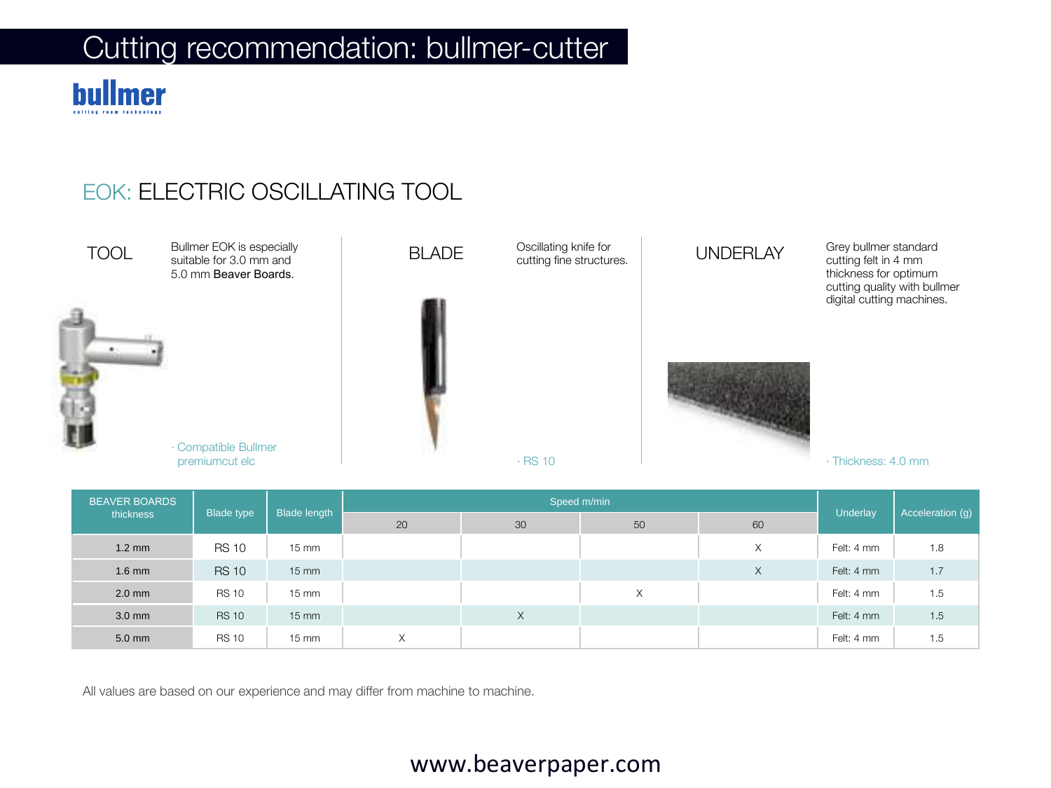# Cutting recommendation: bullmer-cutter

bullmer
cutting room technology

## EOK: ELECTRIC OSCILLATING TOOL

**TOOL**

Bullmer EOK is especially suitable for 3.0 mm and 5.0 mm Beaver Boards.

· Compatible Bullmer premiumcut elc

**BLADE**

Oscillating knife for cutting fine structures.

· RS 10

**UNDERLAY**

Grey bullmer standard cutting felt in 4 mm thickness for optimum cutting quality with bullmer digital cutting machines.

· Thickness: 4.0 mm

| BEAVER BOARDS thickness | Blade type | Blade length | Speed m/min | | | | Underlay | Acceleration (g) |
|---|---|---|---|---|---|---|---|---|
| | | | 20 | 30 | 50 | 60 | | |
| 1.2 mm | RS 10 | 15 mm | | | | X | Felt: 4 mm | 1.8 |
| 1.6 mm | RS 10 | 15 mm | | | | X | Felt: 4 mm | 1.7 |
| 2.0 mm | RS 10 | 15 mm | | | X | | Felt: 4 mm | 1.5 |
| 3.0 mm | RS 10 | 15 mm | | X | | | Felt: 4 mm | 1.5 |
| 5.0 mm | RS 10 | 15 mm | X | | | | Felt: 4 mm | 1.5 |

All values are based on our experience and may differ from machine to machine.

www.beaverpaper.com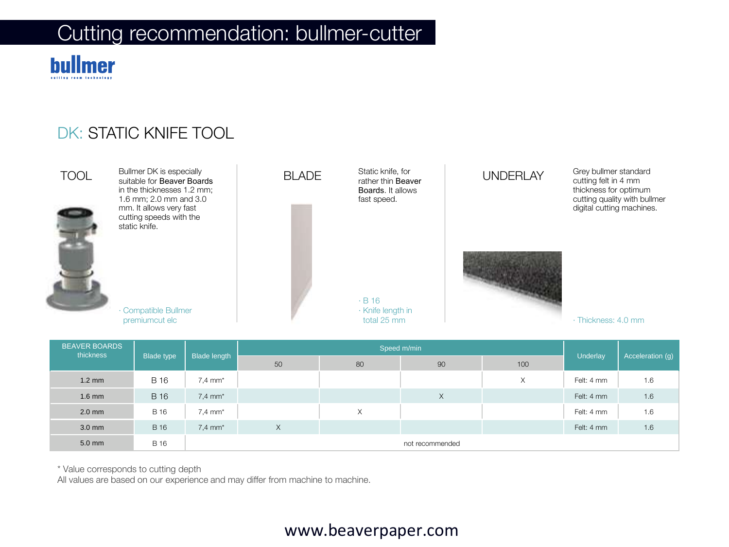# Cutting recommendation: bullmer-cutter

bullmer
cutting room technology

## DK: STATIC KNIFE TOOL

### TOOL

Bullmer DK is especially suitable for **Beaver Boards** in the thicknesses 1.2 mm; 1.6 mm; 2.0 mm and 3.0 mm. It allows very fast cutting speeds with the static knife.

- Compatible Bullmer premiumcut elc

### BLADE

Static knife, for rather thin **Beaver Boards**. It allows fast speed.

- B 16
- Knife length in total 25 mm

### UNDERLAY

Grey bullmer standard cutting felt in 4 mm thickness for optimum cutting quality with bullmer digital cutting machines.

- Thickness: 4.0 mm

| BEAVER BOARDS thickness | Blade type | Blade length | Speed m/min | | | | Underlay | Acceleration (g) |
|---|---|---|---|---|---|---|---|---|
| | | | 50 | 80 | 90 | 100 | | |
| 1.2 mm | B 16 | 7,4 mm* | | | | X | Felt: 4 mm | 1.6 |
| 1.6 mm | B 16 | 7,4 mm* | | | X | | Felt: 4 mm | 1.6 |
| 2.0 mm | B 16 | 7,4 mm* | | X | | | Felt: 4 mm | 1.6 |
| 3.0 mm | B 16 | 7,4 mm* | X | | | | Felt: 4 mm | 1.6 |
| 5.0 mm | B 16 | not recommended | | | | | | |

\* Value corresponds to cutting depth
All values are based on our experience and may differ from machine to machine.

www.beaverpaper.com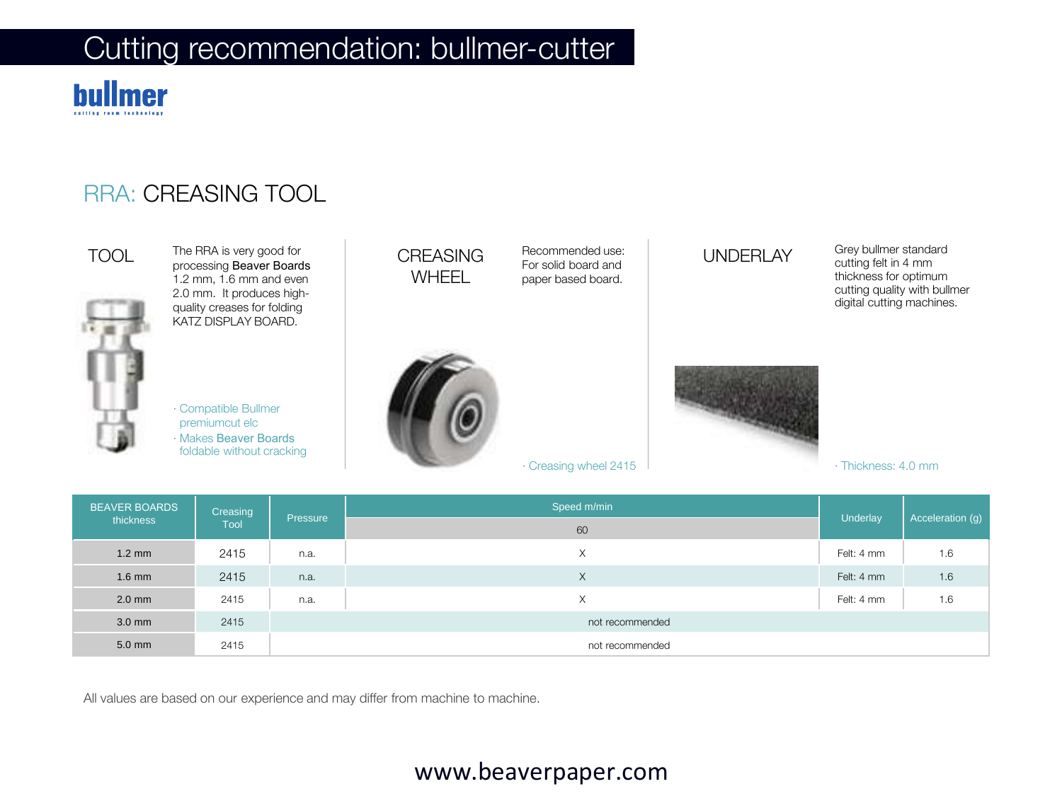# Cutting recommendation: bullmer-cutter

bullmer
cutting room technology

## RRA: CREASING TOOL

### TOOL

The RRA is very good for processing **Beaver Boards** 1.2 mm, 1.6 mm and even 2.0 mm. It produces high-quality creases for folding KATZ DISPLAY BOARD.

- Compatible Bullmer premiumcut elc
- Makes Beaver Boards foldable without cracking

### CREASING WHEEL

Recommended use: For solid board and paper based board.

- Creasing wheel 2415

### UNDERLAY

Grey bullmer standard cutting felt in 4 mm thickness for optimum cutting quality with bullmer digital cutting machines.

- Thickness: 4.0 mm

| BEAVER BOARDS thickness | Creasing Tool | Pressure | Speed m/min | Underlay | Acceleration (g) |
|---|---|---|---|---|---|
| | | | 60 | | |
| 1.2 mm | 2415 | n.a. | X | Felt: 4 mm | 1.6 |
| 1.6 mm | 2415 | n.a. | X | Felt: 4 mm | 1.6 |
| 2.0 mm | 2415 | n.a. | X | Felt: 4 mm | 1.6 |
| 3.0 mm | 2415 | not recommended | | | |
| 5.0 mm | 2415 | not recommended | | | |

All values are based on our experience and may differ from machine to machine.

www.beaverpaper.com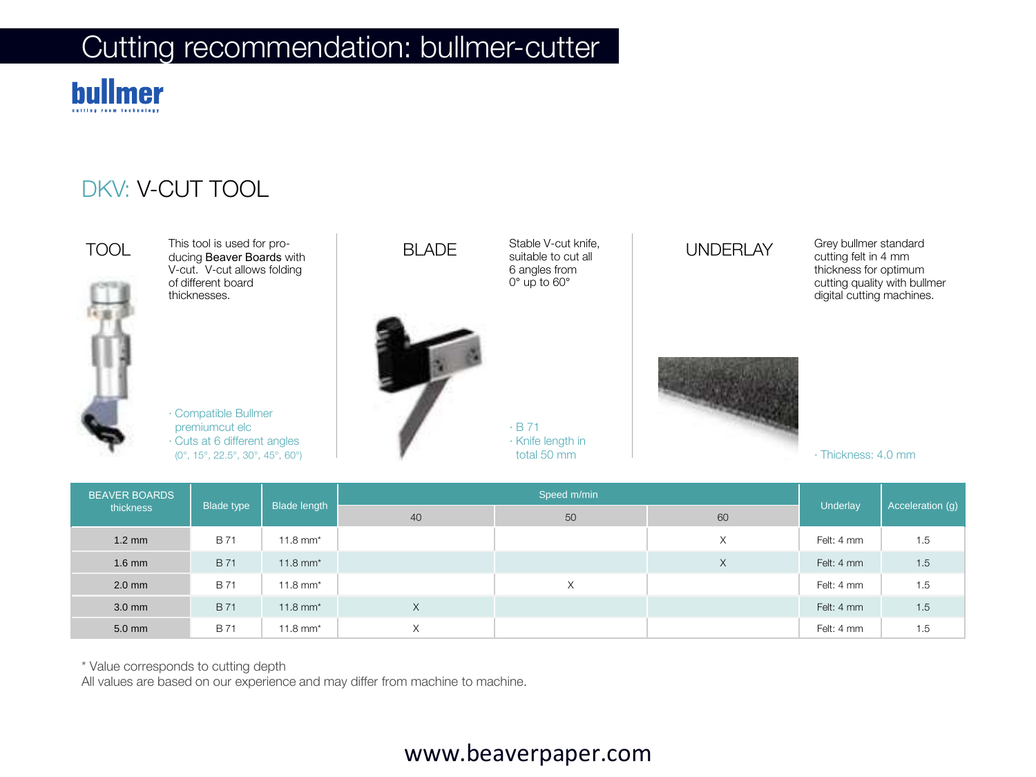# Cutting recommendation: bullmer-cutter

bullmer
cutting room technology

## DKV: V-CUT TOOL

### TOOL

This tool is used for producing **Beaver Boards** with V-cut. V-cut allows folding of different board thicknesses.

- Compatible Bullmer premiumcut elc
- Cuts at 6 different angles (0°, 15°, 22.5°, 30°, 45°, 60°)

### BLADE

Stable V-cut knife, suitable to cut all 6 angles from 0° up to 60°

- B 71
- Knife length in total 50 mm

### UNDERLAY

Grey bullmer standard cutting felt in 4 mm thickness for optimum cutting quality with bullmer digital cutting machines.

- Thickness: 4.0 mm

| BEAVER BOARDS thickness | Blade type | Blade length | Speed m/min | | | Underlay | Acceleration (g) |
|---|---|---|---|---|---|---|---|
| | | | 40 | 50 | 60 | | |
| 1.2 mm | B 71 | 11.8 mm* | | | X | Felt: 4 mm | 1.5 |
| 1.6 mm | B 71 | 11.8 mm* | | | X | Felt: 4 mm | 1.5 |
| 2.0 mm | B 71 | 11.8 mm* | | X | | Felt: 4 mm | 1.5 |
| 3.0 mm | B 71 | 11.8 mm* | X | | | Felt: 4 mm | 1.5 |
| 5.0 mm | B 71 | 11.8 mm* | X | | | Felt: 4 mm | 1.5 |

* Value corresponds to cutting depth
All values are based on our experience and may differ from machine to machine.

www.beaverpaper.com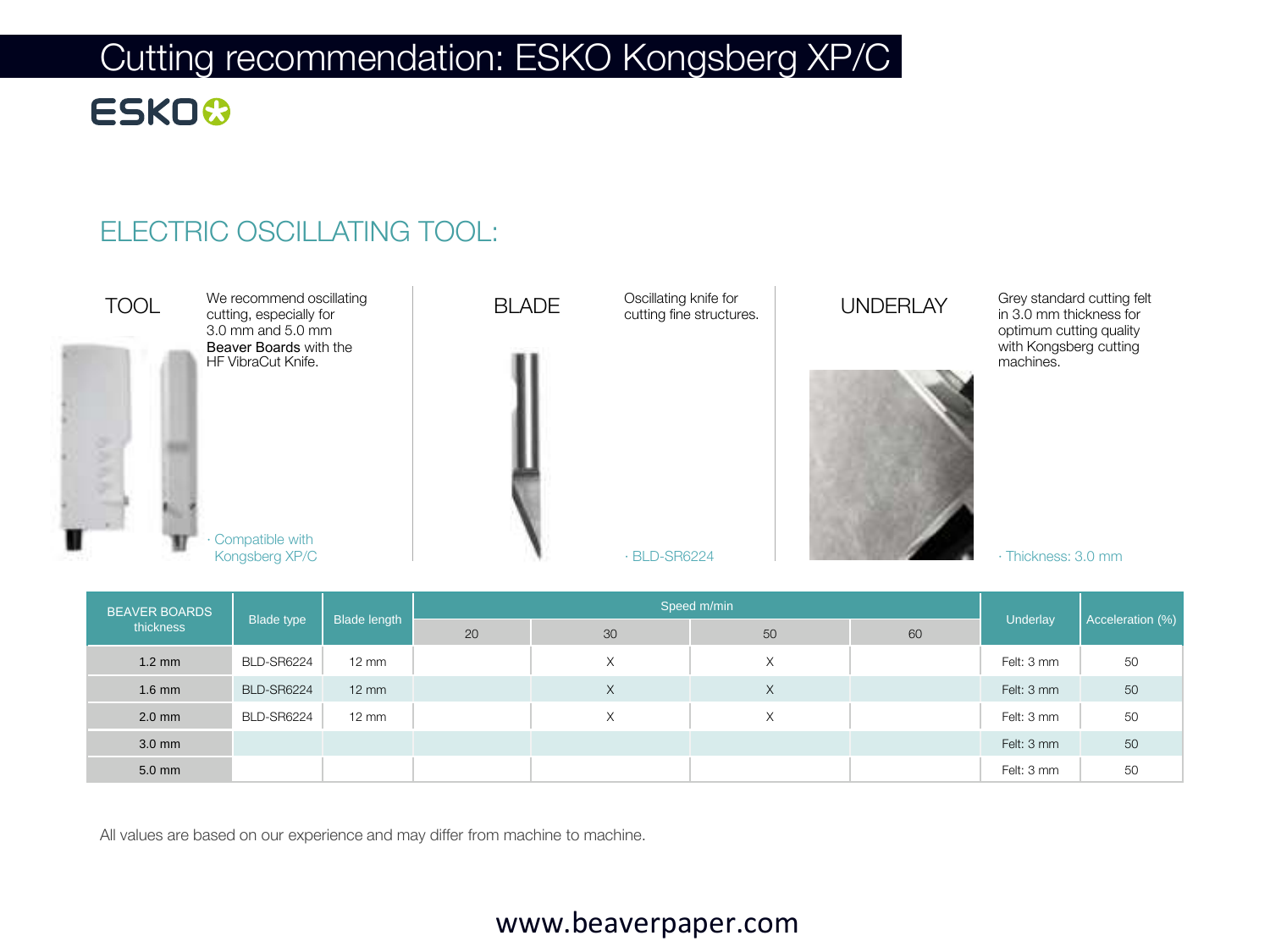# Cutting recommendation: ESKO Kongsberg XP/C

ESKO

## ELECTRIC OSCILLATING TOOL:

TOOL

We recommend oscillating cutting, especially for 3.0 mm and 5.0 mm **Beaver Boards** with the HF VibraCut Knife.

· Compatible with Kongsberg XP/C

BLADE

Oscillating knife for cutting fine structures.

· BLD-SR6224

UNDERLAY

Grey standard cutting felt in 3.0 mm thickness for optimum cutting quality with Kongsberg cutting machines.

· Thickness: 3.0 mm

| BEAVER BOARDS thickness | Blade type | Blade length | Speed m/min | | | | Underlay | Acceleration (%) |
|---|---|---|---|---|---|---|---|---|
| | | | 20 | 30 | 50 | 60 | | |
| 1.2 mm | BLD-SR6224 | 12 mm | | X | X | | Felt: 3 mm | 50 |
| 1.6 mm | BLD-SR6224 | 12 mm | | X | X | | Felt: 3 mm | 50 |
| 2.0 mm | BLD-SR6224 | 12 mm | | X | X | | Felt: 3 mm | 50 |
| 3.0 mm | | | | | | | Felt: 3 mm | 50 |
| 5.0 mm | | | | | | | Felt: 3 mm | 50 |

All values are based on our experience and may differ from machine to machine.

www.beaverpaper.com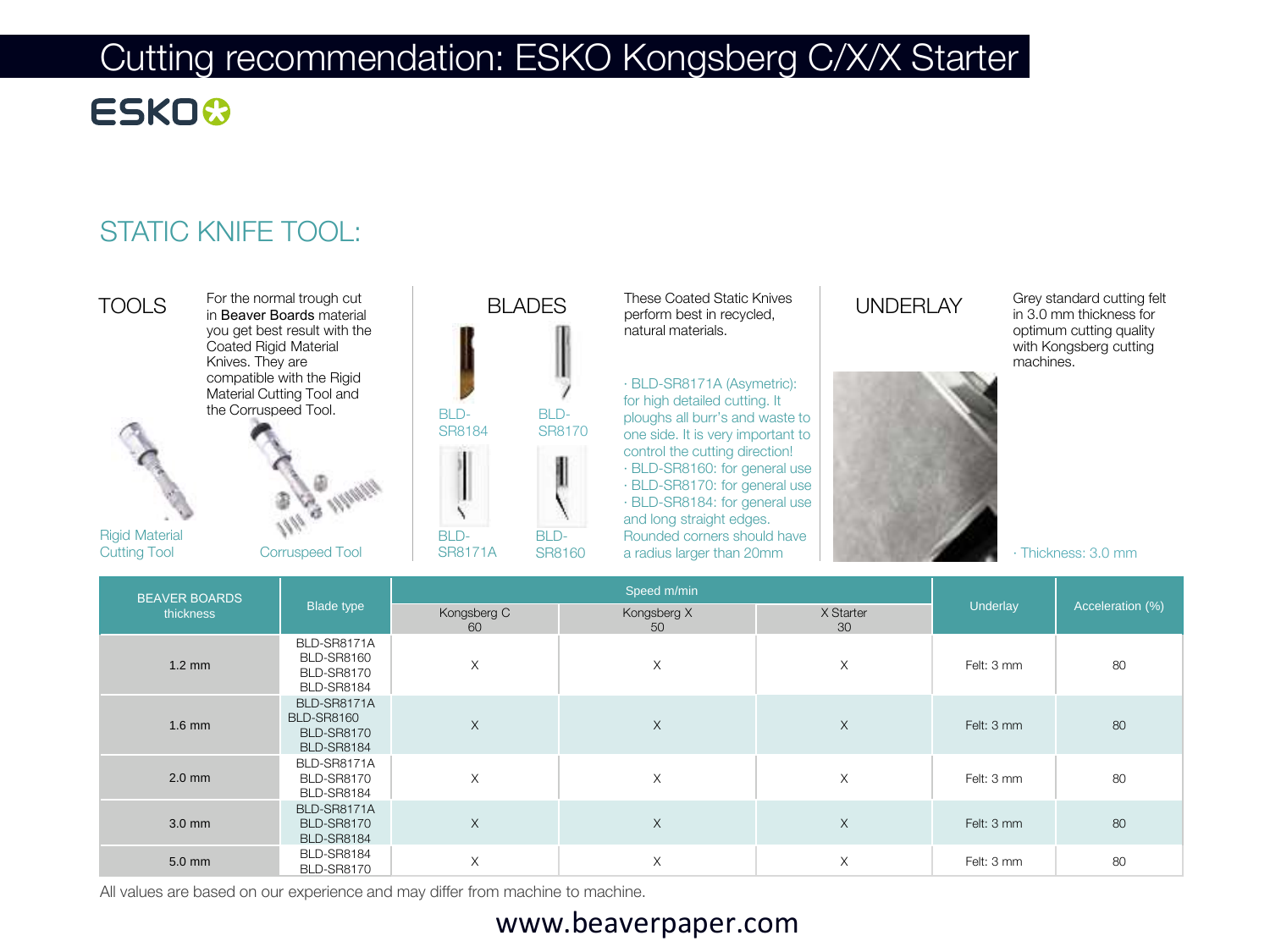# Cutting recommendation: ESKO Kongsberg C/X/X Starter

ESKO

## STATIC KNIFE TOOL:

### TOOLS

For the normal trough cut in **Beaver Boards** material you get best result with the Coated Rigid Material Knives. They are compatible with the Rigid Material Cutting Tool and the Corruspeed Tool.

Rigid Material Cutting Tool

Corruspeed Tool

### BLADES

BLD-SR8184

BLD-SR8170

BLD-SR8171A

BLD-SR8160

These Coated Static Knives perform best in recycled, natural materials.

- BLD-SR8171A (Asymetric): for high detailed cutting. It ploughs all burr's and waste to one side. It is very important to control the cutting direction!
- BLD-SR8160: for general use
- BLD-SR8170: for general use
- BLD-SR8184: for general use and long straight edges. Rounded corners should have a radius larger than 20mm

### UNDERLAY

Grey standard cutting felt in 3.0 mm thickness for optimum cutting quality with Kongsberg cutting machines.

- Thickness: 3.0 mm

| BEAVER BOARDS thickness | Blade type | Speed m/min | | | Underlay | Acceleration (%) |
|---|---|---|---|---|---|---|
| | | Kongsberg C 60 | Kongsberg X 50 | X Starter 30 | | |
| 1.2 mm | BLD-SR8171A<br>BLD-SR8160<br>BLD-SR8170<br>BLD-SR8184 | X | X | X | Felt: 3 mm | 80 |
| 1.6 mm | BLD-SR8171A<br>BLD-SR8160<br>BLD-SR8170<br>BLD-SR8184 | X | X | X | Felt: 3 mm | 80 |
| 2.0 mm | BLD-SR8171A<br>BLD-SR8170<br>BLD-SR8184 | X | X | X | Felt: 3 mm | 80 |
| 3.0 mm | BLD-SR8171A<br>BLD-SR8170<br>BLD-SR8184 | X | X | X | Felt: 3 mm | 80 |
| 5.0 mm | BLD-SR8184<br>BLD-SR8170 | X | X | X | Felt: 3 mm | 80 |

All values are based on our experience and may differ from machine to machine.

www.beaverpaper.com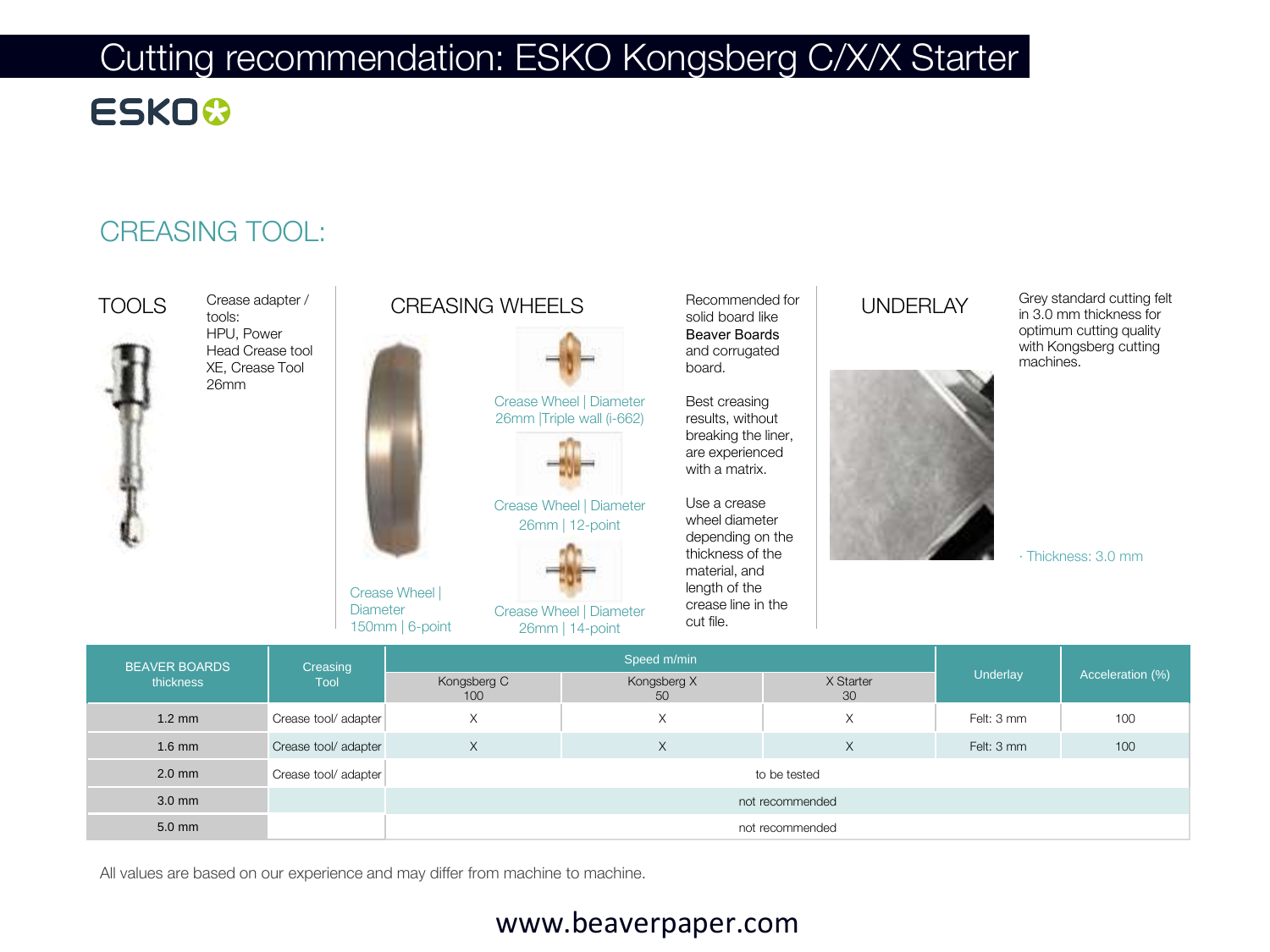# Cutting recommendation: ESKO Kongsberg C/X/X Starter

ESKO

## CREASING TOOL:

### TOOLS

Crease adapter / tools:
HPU, Power Head Crease tool XE, Crease Tool 26mm

### CREASING WHEELS

Crease Wheel | Diameter 150mm | 6-point

Crease Wheel | Diameter 26mm |Triple wall (i-662)

Crease Wheel | Diameter 26mm | 12-point

Crease Wheel | Diameter 26mm | 14-point

Recommended for solid board like **Beaver Boards** and corrugated board.

Best creasing results, without breaking the liner, are experienced with a matrix.

Use a crease wheel diameter depending on the thickness of the material, and length of the crease line in the cut file.

### UNDERLAY

Grey standard cutting felt in 3.0 mm thickness for optimum cutting quality with Kongsberg cutting machines.

· Thickness: 3.0 mm

| BEAVER BOARDS thickness | Creasing Tool | Speed m/min | | | Underlay | Acceleration (%) |
|---|---|---|---|---|---|---|
| | | Kongsberg C 100 | Kongsberg X 50 | X Starter 30 | | |
| 1.2 mm | Crease tool/ adapter | X | X | X | Felt: 3 mm | 100 |
| 1.6 mm | Crease tool/ adapter | X | X | X | Felt: 3 mm | 100 |
| 2.0 mm | Crease tool/ adapter | to be tested | | | | |
| 3.0 mm | | not recommended | | | | |
| 5.0 mm | | not recommended | | | | |

All values are based on our experience and may differ from machine to machine.

www.beaverpaper.com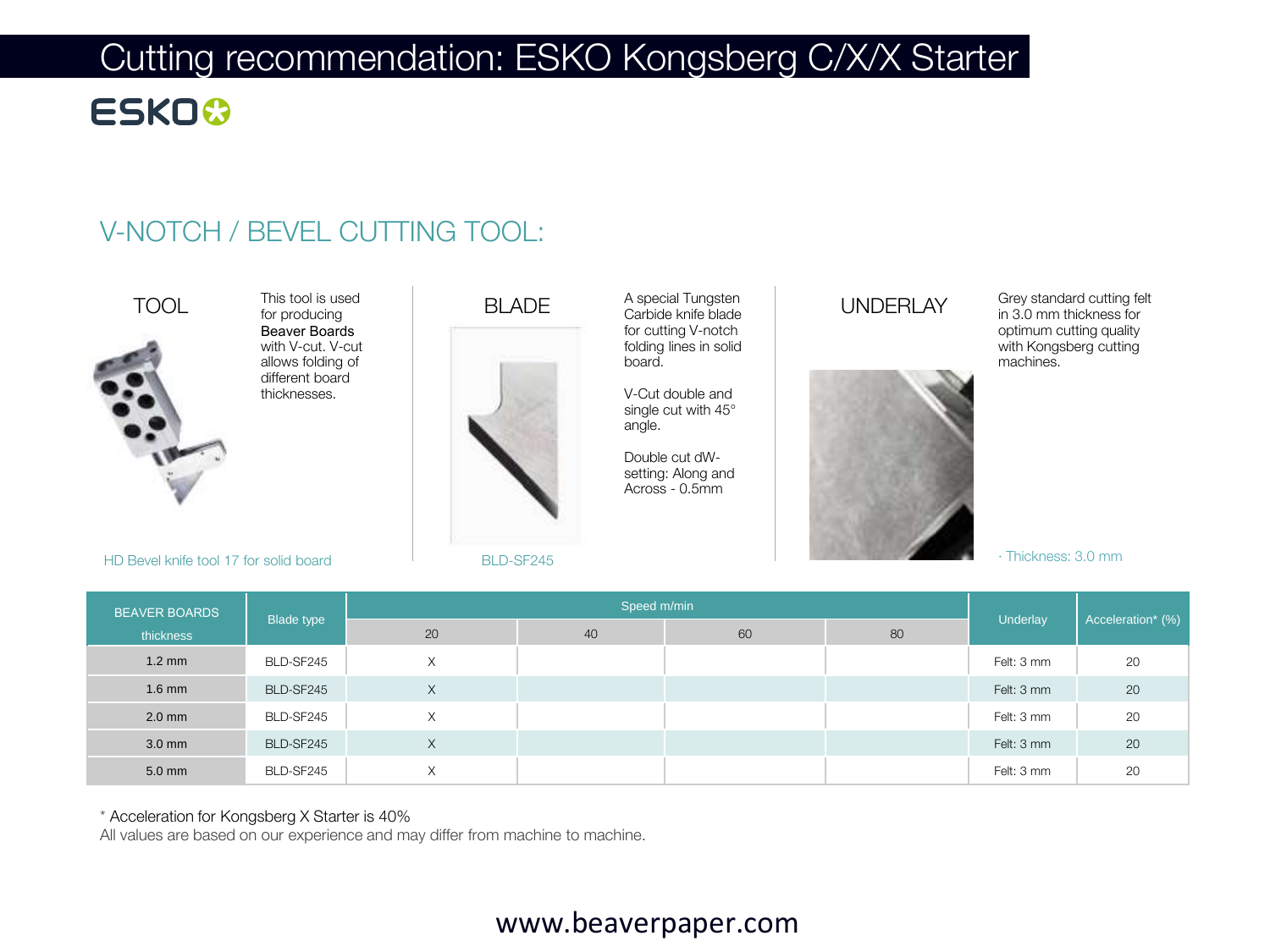# Cutting recommendation: ESKO Kongsberg C/X/X Starter

ESKO

## V-NOTCH / BEVEL CUTTING TOOL:

### TOOL

This tool is used for producing Beaver Boards with V-cut. V-cut allows folding of different board thicknesses.

HD Bevel knife tool 17 for solid board

### BLADE

A special Tungsten Carbide knife blade for cutting V-notch folding lines in solid board.

V-Cut double and single cut with 45° angle.

Double cut dW-setting: Along and Across - 0.5mm

BLD-SF245

### UNDERLAY

Grey standard cutting felt in 3.0 mm thickness for optimum cutting quality with Kongsberg cutting machines.

· Thickness: 3.0 mm

| BEAVER BOARDS thickness | Blade type | Speed m/min | | | | Underlay | Acceleration* (%) |
|---|---|---|---|---|---|---|---|
| | | 20 | 40 | 60 | 80 | | |
| 1.2 mm | BLD-SF245 | X | | | | Felt: 3 mm | 20 |
| 1.6 mm | BLD-SF245 | X | | | | Felt: 3 mm | 20 |
| 2.0 mm | BLD-SF245 | X | | | | Felt: 3 mm | 20 |
| 3.0 mm | BLD-SF245 | X | | | | Felt: 3 mm | 20 |
| 5.0 mm | BLD-SF245 | X | | | | Felt: 3 mm | 20 |

* Acceleration for Kongsberg X Starter is 40%

All values are based on our experience and may differ from machine to machine.

www.beaverpaper.com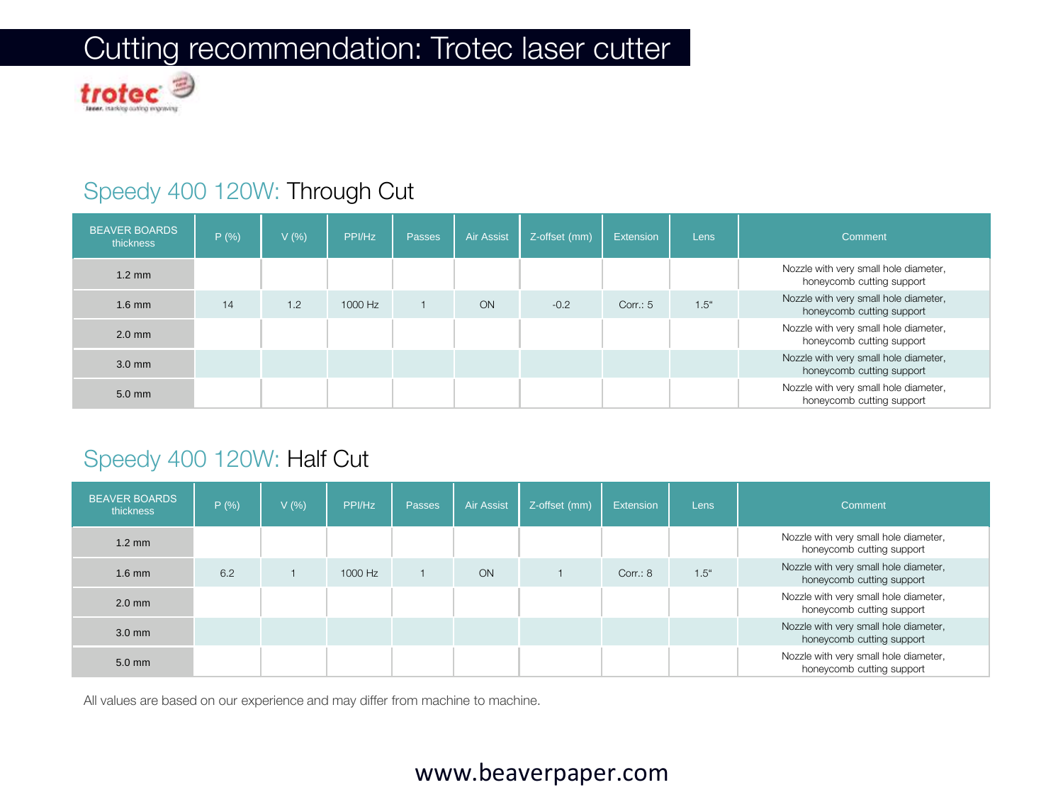# Cutting recommendation: Trotec laser cutter

trotec

## Speedy 400 120W: Through Cut

| BEAVER BOARDS thickness | P (%) | V (%) | PPI/Hz | Passes | Air Assist | Z-offset (mm) | Extension | Lens | Comment |
|---|---|---|---|---|---|---|---|---|---|
| 1.2 mm | | | | | | | | | Nozzle with very small hole diameter, honeycomb cutting support |
| 1.6 mm | 14 | 1.2 | 1000 Hz | 1 | ON | -0.2 | Corr.: 5 | 1.5“ | Nozzle with very small hole diameter, honeycomb cutting support |
| 2.0 mm | | | | | | | | | Nozzle with very small hole diameter, honeycomb cutting support |
| 3.0 mm | | | | | | | | | Nozzle with very small hole diameter, honeycomb cutting support |
| 5.0 mm | | | | | | | | | Nozzle with very small hole diameter, honeycomb cutting support |

## Speedy 400 120W: Half Cut

| BEAVER BOARDS thickness | P (%) | V (%) | PPI/Hz | Passes | Air Assist | Z-offset (mm) | Extension | Lens | Comment |
|---|---|---|---|---|---|---|---|---|---|
| 1.2 mm | | | | | | | | | Nozzle with very small hole diameter, honeycomb cutting support |
| 1.6 mm | 6.2 | 1 | 1000 Hz | 1 | ON | 1 | Corr.: 8 | 1.5“ | Nozzle with very small hole diameter, honeycomb cutting support |
| 2.0 mm | | | | | | | | | Nozzle with very small hole diameter, honeycomb cutting support |
| 3.0 mm | | | | | | | | | Nozzle with very small hole diameter, honeycomb cutting support |
| 5.0 mm | | | | | | | | | Nozzle with very small hole diameter, honeycomb cutting support |

All values are based on our experience and may differ from machine to machine.

www.beaverpaper.com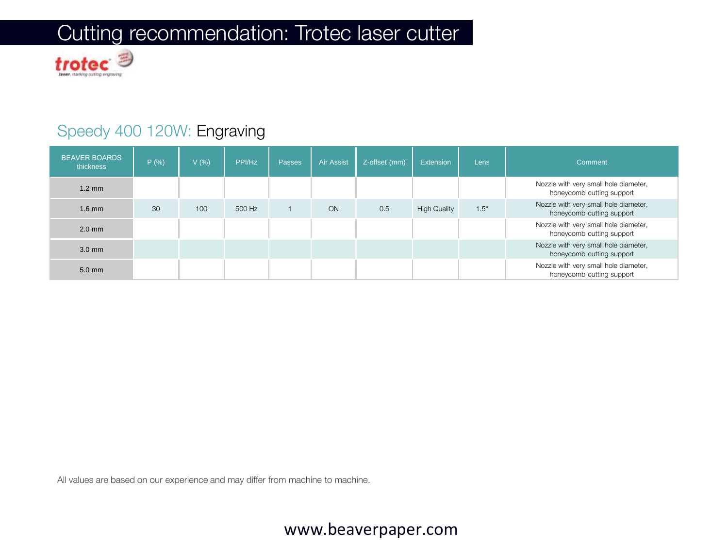# Cutting recommendation: Trotec laser cutter

## Speedy 400 120W: Engraving

| BEAVER BOARDS thickness | P (%) | V (%) | PPI/Hz | Passes | Air Assist | Z-offset (mm) | Extension | Lens | Comment |
|---|---|---|---|---|---|---|---|---|---|
| 1.2 mm | | | | | | | | | Nozzle with very small hole diameter, honeycomb cutting support |
| 1.6 mm | 30 | 100 | 500 Hz | 1 | ON | 0.5 | High Quality | 1.5“ | Nozzle with very small hole diameter, honeycomb cutting support |
| 2.0 mm | | | | | | | | | Nozzle with very small hole diameter, honeycomb cutting support |
| 3.0 mm | | | | | | | | | Nozzle with very small hole diameter, honeycomb cutting support |
| 5.0 mm | | | | | | | | | Nozzle with very small hole diameter, honeycomb cutting support |

All values are based on our experience and may differ from machine to machine.

www.beaverpaper.com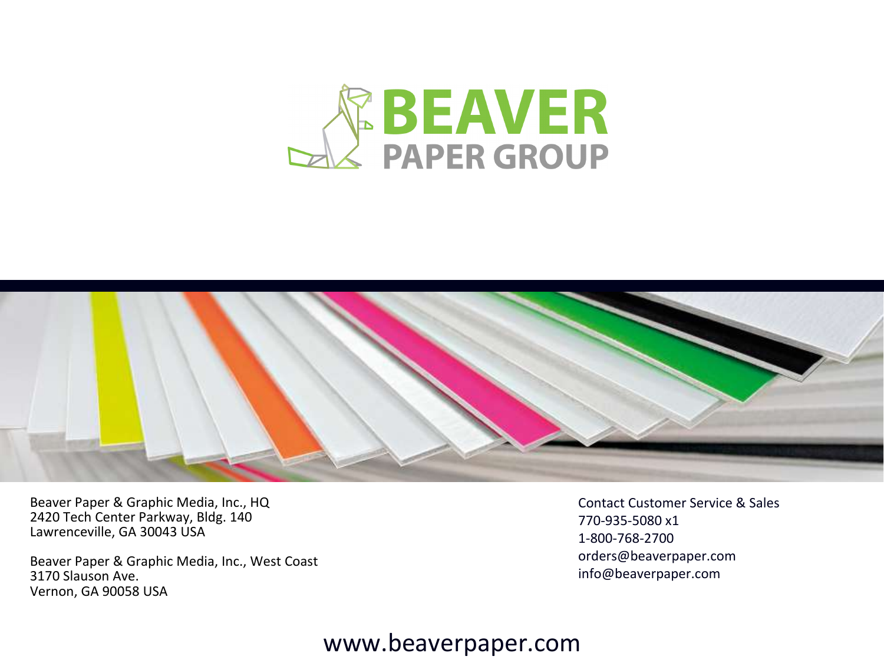# BEAVER PAPER GROUP

Beaver Paper & Graphic Media, Inc., HQ
2420 Tech Center Parkway, Bldg. 140
Lawrenceville, GA 30043 USA

Beaver Paper & Graphic Media, Inc., West Coast
3170 Slauson Ave.
Vernon, GA 90058 USA

Contact Customer Service & Sales
770-935-5080 x1
1-800-768-2700
orders@beaverpaper.com
info@beaverpaper.com

www.beaverpaper.com